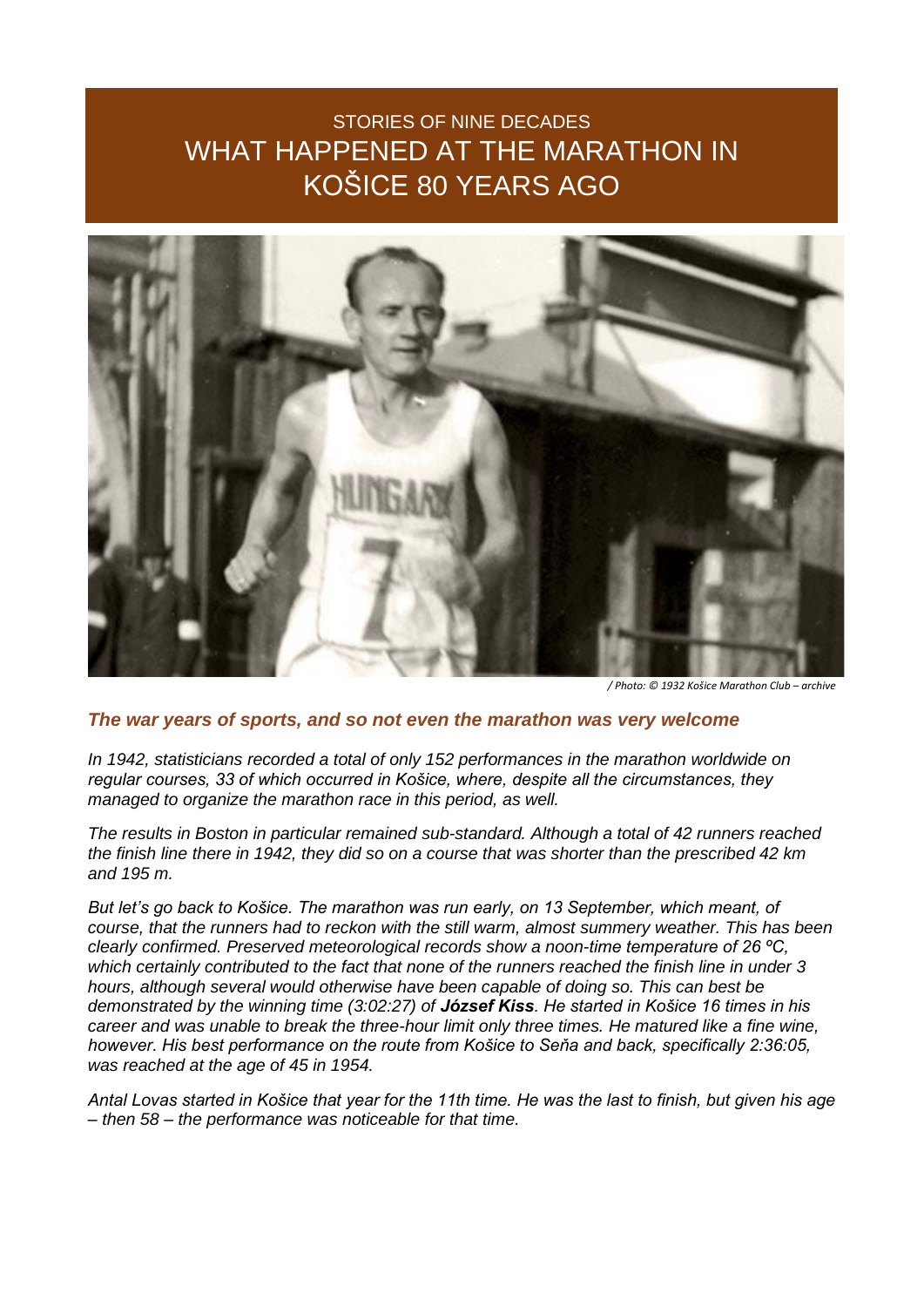# STORIES OF NINE DECADES
# WHAT HAPPENED AT THE MARATHON IN KOŠICE 80 YEARS AGO

*/ Photo: © 1932 Košice Marathon Club – archive*

## *The war years of sports, and so not even the marathon was very welcome*

*In 1942, statisticians recorded a total of only 152 performances in the marathon worldwide on regular courses, 33 of which occurred in Košice, where, despite all the circumstances, they managed to organize the marathon race in this period, as well.*

*The results in Boston in particular remained sub-standard. Although a total of 42 runners reached the finish line there in 1942, they did so on a course that was shorter than the prescribed 42 km and 195 m.*

*But let's go back to Košice. The marathon was run early, on 13 September, which meant, of course, that the runners had to reckon with the still warm, almost summery weather. This has been clearly confirmed. Preserved meteorological records show a noon-time temperature of 26 °C, which certainly contributed to the fact that none of the runners reached the finish line in under 3 hours, although several would otherwise have been capable of doing so. This can best be demonstrated by the winning time (3:02:27) of* ***József Kiss****. He started in Košice 16 times in his career and was unable to break the three-hour limit only three times. He matured like a fine wine, however. His best performance on the route from Košice to Seňa and back, specifically 2:36:05, was reached at the age of 45 in 1954.*

*Antal Lovas started in Košice that year for the 11th time. He was the last to finish, but given his age – then 58 – the performance was noticeable for that time.*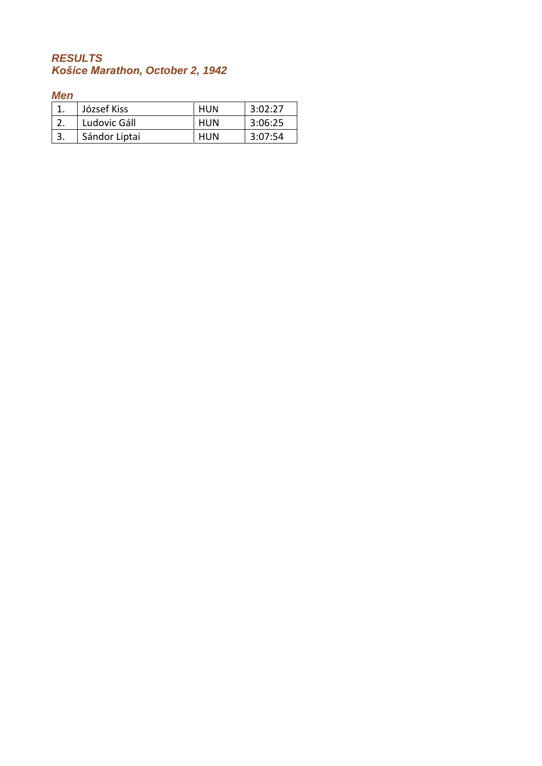***RESULTS***
***Košice Marathon, October 2, 1942***

***Men***

| | | | |
|---|---|---|---|
| 1. | József Kiss | HUN | 3:02:27 |
| 2. | Ludovic Gáll | HUN | 3:06:25 |
| 3. | Sándor Liptai | HUN | 3:07:54 |